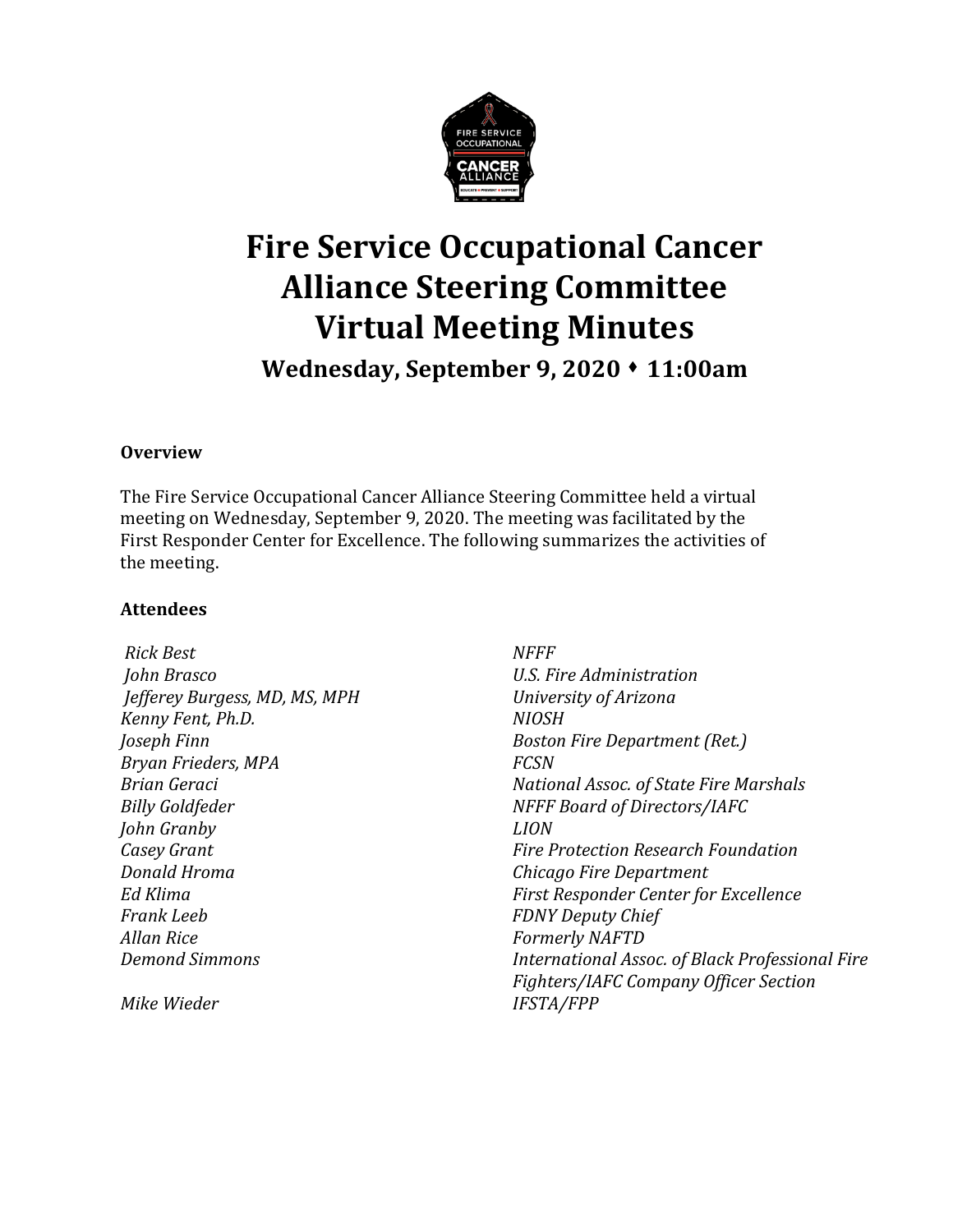# Fire Service Occupational Cancer Alliance Steering Committee Virtual Meeting Minutes

## Wednesday, September 9, 2020 ⬩ 11:00am

### Overview

The Fire Service Occupational Cancer Alliance Steering Committee held a virtual meeting on Wednesday, September 9, 2020. The meeting was facilitated by the First Responder Center for Excellence. The following summarizes the activities of the meeting.

### Attendees

| | |
|---|---|
| *Rick Best* | *NFFF* |
| *John Brasco* | *U.S. Fire Administration* |
| *Jefferey Burgess, MD, MS, MPH* | *University of Arizona* |
| *Kenny Fent, Ph.D.* | *NIOSH* |
| *Joseph Finn* | *Boston Fire Department (Ret.)* |
| *Bryan Frieders, MPA* | *FCSN* |
| *Brian Geraci* | *National Assoc. of State Fire Marshals* |
| *Billy Goldfeder* | *NFFF Board of Directors/IAFC* |
| *John Granby* | *LION* |
| *Casey Grant* | *Fire Protection Research Foundation* |
| *Donald Hroma* | *Chicago Fire Department* |
| *Ed Klima* | *First Responder Center for Excellence* |
| *Frank Leeb* | *FDNY Deputy Chief* |
| *Allan Rice* | *Formerly NAFTD* |
| *Demond Simmons* | *International Assoc. of Black Professional Fire Fighters/IAFC Company Officer Section* |
| *Mike Wieder* | *IFSTA/FPP* |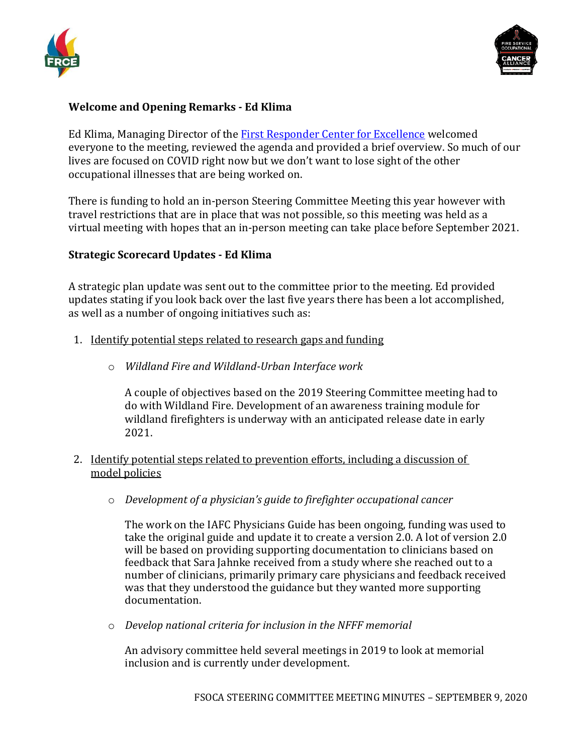**Welcome and Opening Remarks - Ed Klima**

Ed Klima, Managing Director of the [First Responder Center for Excellence](#) welcomed everyone to the meeting, reviewed the agenda and provided a brief overview. So much of our lives are focused on COVID right now but we don't want to lose sight of the other occupational illnesses that are being worked on.

There is funding to hold an in-person Steering Committee Meeting this year however with travel restrictions that are in place that was not possible, so this meeting was held as a virtual meeting with hopes that an in-person meeting can take place before September 2021.

**Strategic Scorecard Updates - Ed Klima**

A strategic plan update was sent out to the committee prior to the meeting. Ed provided updates stating if you look back over the last five years there has been a lot accomplished, as well as a number of ongoing initiatives such as:

1. Identify potential steps related to research gaps and funding

    - *Wildland Fire and Wildland-Urban Interface work*

      A couple of objectives based on the 2019 Steering Committee meeting had to do with Wildland Fire. Development of an awareness training module for wildland firefighters is underway with an anticipated release date in early 2021.

2. Identify potential steps related to prevention efforts, including a discussion of model policies

    - *Development of a physician's guide to firefighter occupational cancer*

      The work on the IAFC Physicians Guide has been ongoing, funding was used to take the original guide and update it to create a version 2.0. A lot of version 2.0 will be based on providing supporting documentation to clinicians based on feedback that Sara Jahnke received from a study where she reached out to a number of clinicians, primarily primary care physicians and feedback received was that they understood the guidance but they wanted more supporting documentation.

    - *Develop national criteria for inclusion in the NFFF memorial*

      An advisory committee held several meetings in 2019 to look at memorial inclusion and is currently under development.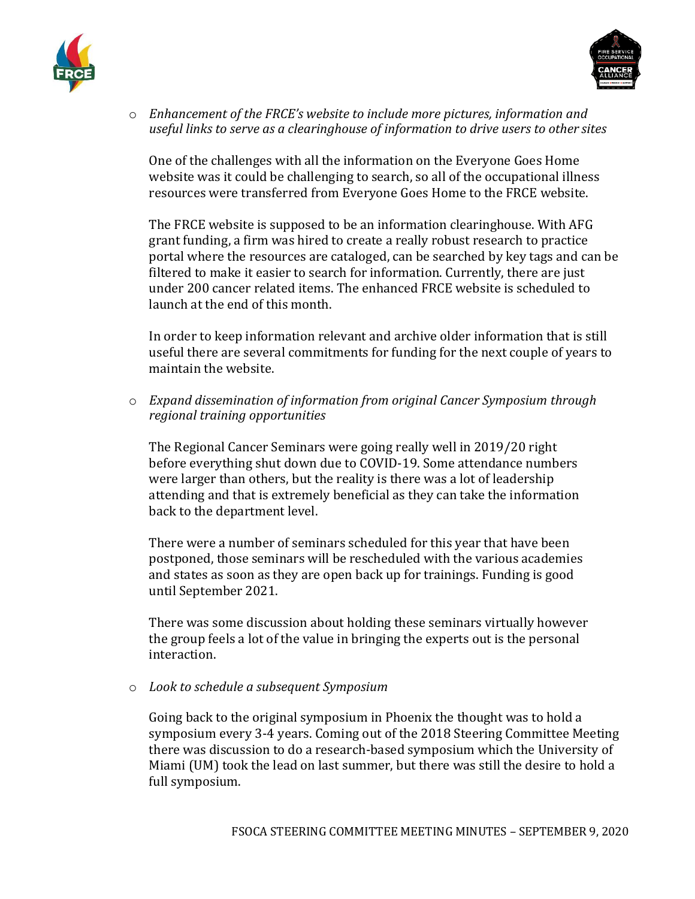- *Enhancement of the FRCE's website to include more pictures, information and useful links to serve as a clearinghouse of information to drive users to other sites*

  One of the challenges with all the information on the Everyone Goes Home website was it could be challenging to search, so all of the occupational illness resources were transferred from Everyone Goes Home to the FRCE website.

  The FRCE website is supposed to be an information clearinghouse. With AFG grant funding, a firm was hired to create a really robust research to practice portal where the resources are cataloged, can be searched by key tags and can be filtered to make it easier to search for information. Currently, there are just under 200 cancer related items. The enhanced FRCE website is scheduled to launch at the end of this month.

  In order to keep information relevant and archive older information that is still useful there are several commitments for funding for the next couple of years to maintain the website.

- *Expand dissemination of information from original Cancer Symposium through regional training opportunities*

  The Regional Cancer Seminars were going really well in 2019/20 right before everything shut down due to COVID-19. Some attendance numbers were larger than others, but the reality is there was a lot of leadership attending and that is extremely beneficial as they can take the information back to the department level.

  There were a number of seminars scheduled for this year that have been postponed, those seminars will be rescheduled with the various academies and states as soon as they are open back up for trainings. Funding is good until September 2021.

  There was some discussion about holding these seminars virtually however the group feels a lot of the value in bringing the experts out is the personal interaction.

- *Look to schedule a subsequent Symposium*

  Going back to the original symposium in Phoenix the thought was to hold a symposium every 3-4 years. Coming out of the 2018 Steering Committee Meeting there was discussion to do a research-based symposium which the University of Miami (UM) took the lead on last summer, but there was still the desire to hold a full symposium.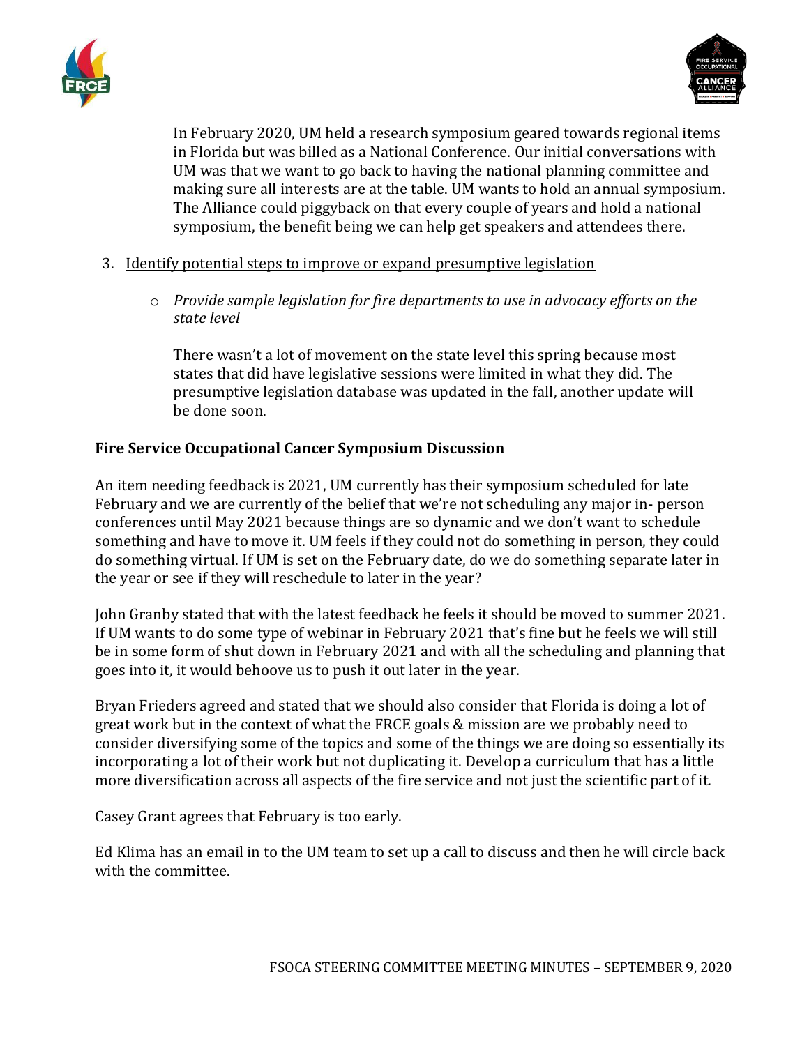In February 2020, UM held a research symposium geared towards regional items in Florida but was billed as a National Conference. Our initial conversations with UM was that we want to go back to having the national planning committee and making sure all interests are at the table. UM wants to hold an annual symposium. The Alliance could piggyback on that every couple of years and hold a national symposium, the benefit being we can help get speakers and attendees there.

3. Identify potential steps to improve or expand presumptive legislation

   - *Provide sample legislation for fire departments to use in advocacy efforts on the state level*

     There wasn't a lot of movement on the state level this spring because most states that did have legislative sessions were limited in what they did. The presumptive legislation database was updated in the fall, another update will be done soon.

**Fire Service Occupational Cancer Symposium Discussion**

An item needing feedback is 2021, UM currently has their symposium scheduled for late February and we are currently of the belief that we're not scheduling any major in- person conferences until May 2021 because things are so dynamic and we don't want to schedule something and have to move it. UM feels if they could not do something in person, they could do something virtual. If UM is set on the February date, do we do something separate later in the year or see if they will reschedule to later in the year?

John Granby stated that with the latest feedback he feels it should be moved to summer 2021. If UM wants to do some type of webinar in February 2021 that's fine but he feels we will still be in some form of shut down in February 2021 and with all the scheduling and planning that goes into it, it would behoove us to push it out later in the year.

Bryan Frieders agreed and stated that we should also consider that Florida is doing a lot of great work but in the context of what the FRCE goals & mission are we probably need to consider diversifying some of the topics and some of the things we are doing so essentially its incorporating a lot of their work but not duplicating it. Develop a curriculum that has a little more diversification across all aspects of the fire service and not just the scientific part of it.

Casey Grant agrees that February is too early.

Ed Klima has an email in to the UM team to set up a call to discuss and then he will circle back with the committee.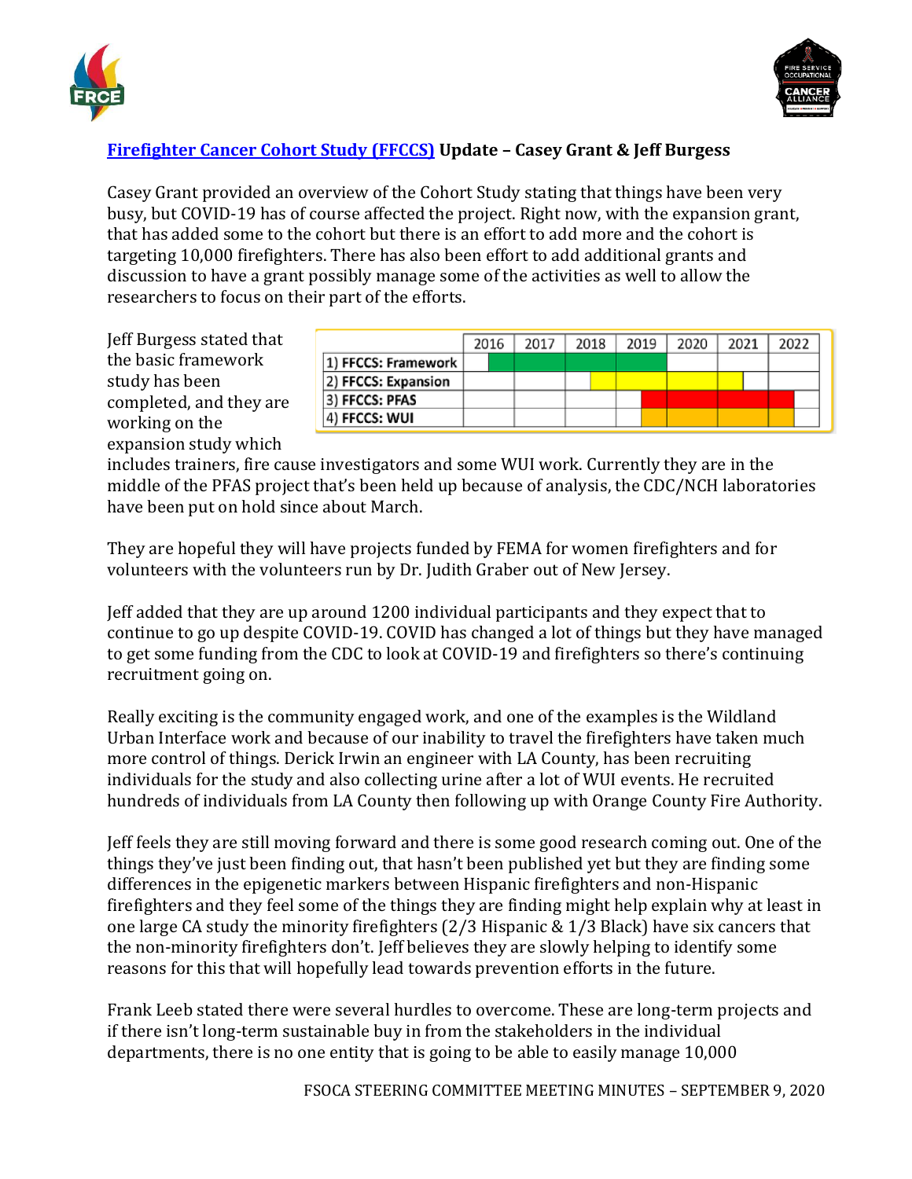## [Firefighter Cancer Cohort Study (FFCCS)](#) Update – Casey Grant & Jeff Burgess

Casey Grant provided an overview of the Cohort Study stating that things have been very busy, but COVID-19 has of course affected the project. Right now, with the expansion grant, that has added some to the cohort but there is an effort to add more and the cohort is targeting 10,000 firefighters. There has also been effort to add additional grants and discussion to have a grant possibly manage some of the activities as well to allow the researchers to focus on their part of the efforts.

| | 2016 | 2017 | 2018 | 2019 | 2020 | 2021 | 2022 |
|---|---|---|---|---|---|---|---|
| 1) FFCCS: Framework | ■ | ■ | ■ | ■ | | | |
| 2) FFCCS: Expansion | | | ■ | ■ | ■ | ■ | |
| 3) FFCCS: PFAS | | | | ■ | ■ | ■ | ■ |
| 4) FFCCS: WUI | | | | ■ | ■ | ■ | ■ |

Jeff Burgess stated that the basic framework study has been completed, and they are working on the expansion study which includes trainers, fire cause investigators and some WUI work. Currently they are in the middle of the PFAS project that's been held up because of analysis, the CDC/NCH laboratories have been put on hold since about March.

They are hopeful they will have projects funded by FEMA for women firefighters and for volunteers with the volunteers run by Dr. Judith Graber out of New Jersey.

Jeff added that they are up around 1200 individual participants and they expect that to continue to go up despite COVID-19. COVID has changed a lot of things but they have managed to get some funding from the CDC to look at COVID-19 and firefighters so there's continuing recruitment going on.

Really exciting is the community engaged work, and one of the examples is the Wildland Urban Interface work and because of our inability to travel the firefighters have taken much more control of things. Derick Irwin an engineer with LA County, has been recruiting individuals for the study and also collecting urine after a lot of WUI events. He recruited hundreds of individuals from LA County then following up with Orange County Fire Authority.

Jeff feels they are still moving forward and there is some good research coming out. One of the things they've just been finding out, that hasn't been published yet but they are finding some differences in the epigenetic markers between Hispanic firefighters and non-Hispanic firefighters and they feel some of the things they are finding might help explain why at least in one large CA study the minority firefighters (2/3 Hispanic & 1/3 Black) have six cancers that the non-minority firefighters don't. Jeff believes they are slowly helping to identify some reasons for this that will hopefully lead towards prevention efforts in the future.

Frank Leeb stated there were several hurdles to overcome. These are long-term projects and if there isn't long-term sustainable buy in from the stakeholders in the individual departments, there is no one entity that is going to be able to easily manage 10,000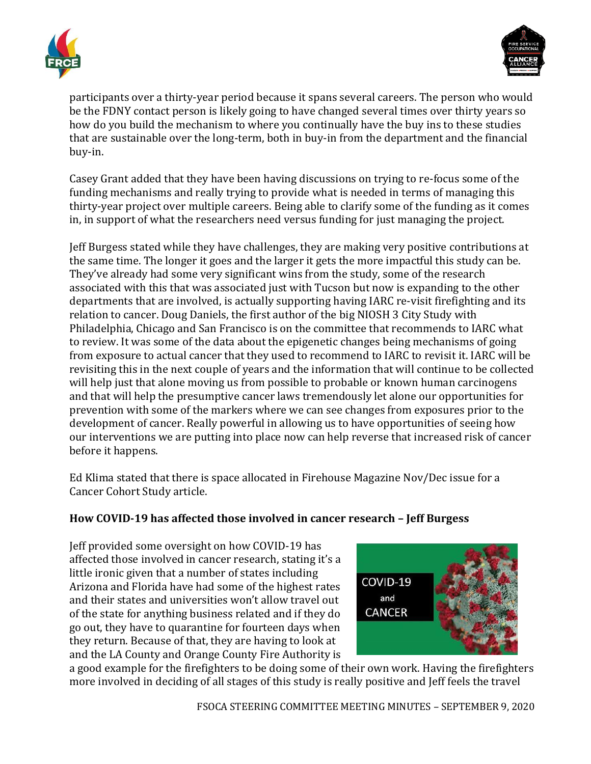participants over a thirty-year period because it spans several careers. The person who would be the FDNY contact person is likely going to have changed several times over thirty years so how do you build the mechanism to where you continually have the buy ins to these studies that are sustainable over the long-term, both in buy-in from the department and the financial buy-in.

Casey Grant added that they have been having discussions on trying to re-focus some of the funding mechanisms and really trying to provide what is needed in terms of managing this thirty-year project over multiple careers. Being able to clarify some of the funding as it comes in, in support of what the researchers need versus funding for just managing the project.

Jeff Burgess stated while they have challenges, they are making very positive contributions at the same time. The longer it goes and the larger it gets the more impactful this study can be. They've already had some very significant wins from the study, some of the research associated with this that was associated just with Tucson but now is expanding to the other departments that are involved, is actually supporting having IARC re-visit firefighting and its relation to cancer. Doug Daniels, the first author of the big NIOSH 3 City Study with Philadelphia, Chicago and San Francisco is on the committee that recommends to IARC what to review. It was some of the data about the epigenetic changes being mechanisms of going from exposure to actual cancer that they used to recommend to IARC to revisit it. IARC will be revisiting this in the next couple of years and the information that will continue to be collected will help just that alone moving us from possible to probable or known human carcinogens and that will help the presumptive cancer laws tremendously let alone our opportunities for prevention with some of the markers where we can see changes from exposures prior to the development of cancer. Really powerful in allowing us to have opportunities of seeing how our interventions we are putting into place now can help reverse that increased risk of cancer before it happens.

Ed Klima stated that there is space allocated in Firehouse Magazine Nov/Dec issue for a Cancer Cohort Study article.

**How COVID-19 has affected those involved in cancer research – Jeff Burgess**

Jeff provided some oversight on how COVID-19 has affected those involved in cancer research, stating it's a little ironic given that a number of states including Arizona and Florida have had some of the highest rates and their states and universities won't allow travel out of the state for anything business related and if they do go out, they have to quarantine for fourteen days when they return. Because of that, they are having to look at and the LA County and Orange County Fire Authority is a good example for the firefighters to be doing some of their own work. Having the firefighters more involved in deciding of all stages of this study is really positive and Jeff feels the travel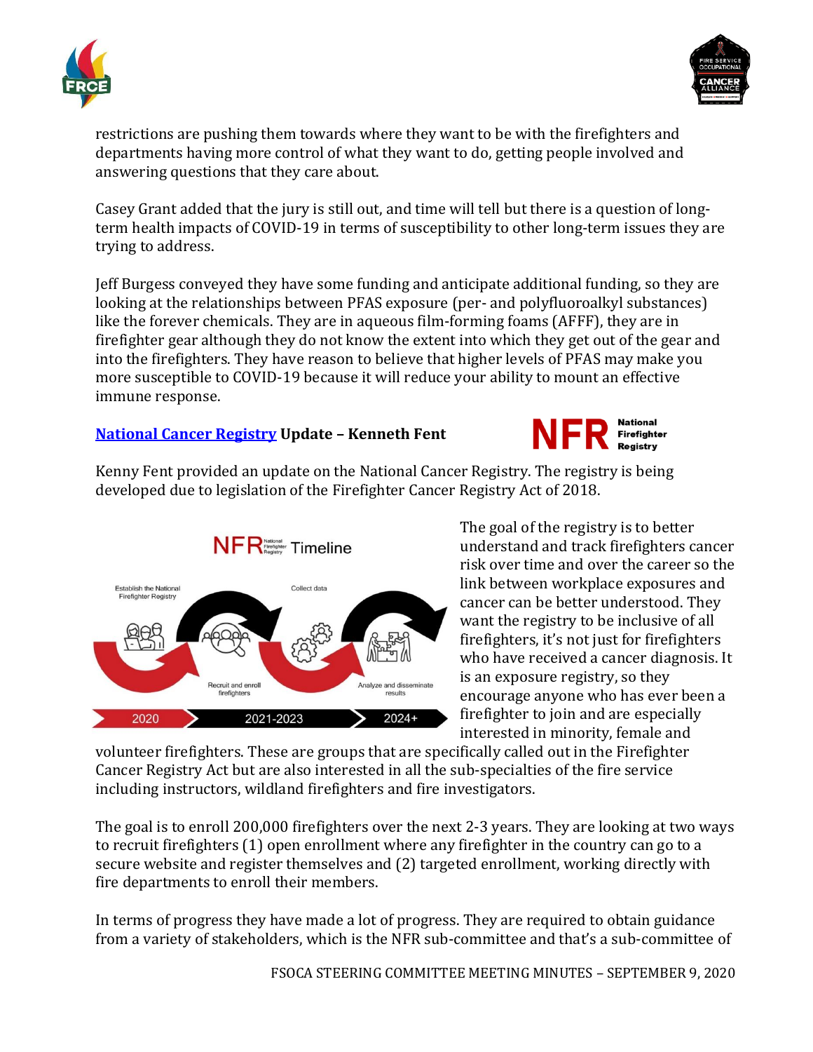restrictions are pushing them towards where they want to be with the firefighters and departments having more control of what they want to do, getting people involved and answering questions that they care about.

Casey Grant added that the jury is still out, and time will tell but there is a question of long-term health impacts of COVID-19 in terms of susceptibility to other long-term issues they are trying to address.

Jeff Burgess conveyed they have some funding and anticipate additional funding, so they are looking at the relationships between PFAS exposure (per- and polyfluoroalkyl substances) like the forever chemicals. They are in aqueous film-forming foams (AFFF), they are in firefighter gear although they do not know the extent into which they get out of the gear and into the firefighters. They have reason to believe that higher levels of PFAS may make you more susceptible to COVID-19 because it will reduce your ability to mount an effective immune response.

### [National Cancer Registry](#) Update – Kenneth Fent

Kenny Fent provided an update on the National Cancer Registry. The registry is being developed due to legislation of the Firefighter Cancer Registry Act of 2018.

The goal of the registry is to better understand and track firefighters cancer risk over time and over the career so the link between workplace exposures and cancer can be better understood. They want the registry to be inclusive of all firefighters, it's not just for firefighters who have received a cancer diagnosis. It is an exposure registry, so they encourage anyone who has ever been a firefighter to join and are especially interested in minority, female and volunteer firefighters. These are groups that are specifically called out in the Firefighter Cancer Registry Act but are also interested in all the sub-specialties of the fire service including instructors, wildland firefighters and fire investigators.

The goal is to enroll 200,000 firefighters over the next 2-3 years. They are looking at two ways to recruit firefighters (1) open enrollment where any firefighter in the country can go to a secure website and register themselves and (2) targeted enrollment, working directly with fire departments to enroll their members.

In terms of progress they have made a lot of progress. They are required to obtain guidance from a variety of stakeholders, which is the NFR sub-committee and that's a sub-committee of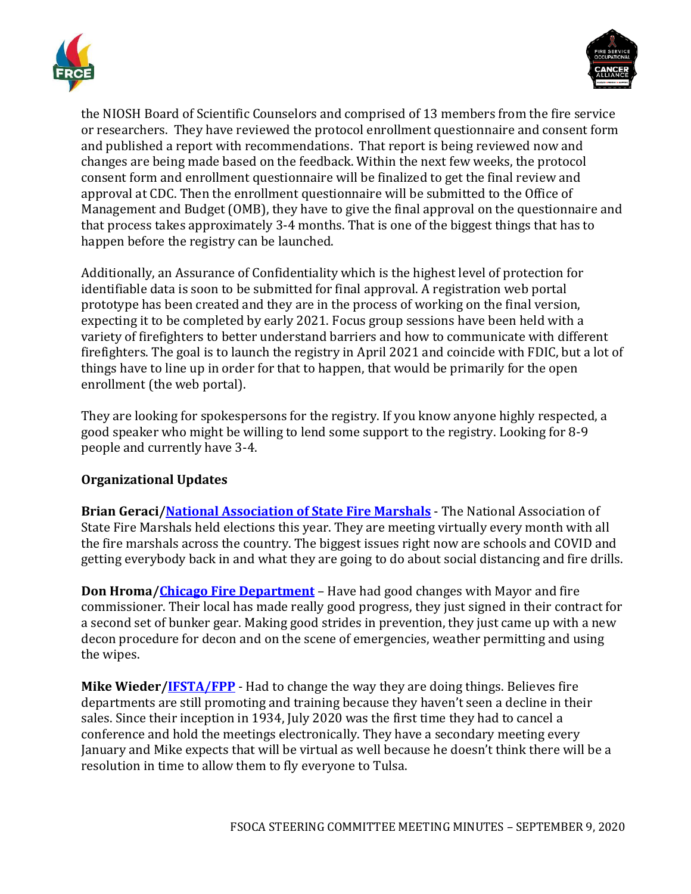the NIOSH Board of Scientific Counselors and comprised of 13 members from the fire service or researchers. They have reviewed the protocol enrollment questionnaire and consent form and published a report with recommendations. That report is being reviewed now and changes are being made based on the feedback. Within the next few weeks, the protocol consent form and enrollment questionnaire will be finalized to get the final review and approval at CDC. Then the enrollment questionnaire will be submitted to the Office of Management and Budget (OMB), they have to give the final approval on the questionnaire and that process takes approximately 3-4 months. That is one of the biggest things that has to happen before the registry can be launched.

Additionally, an Assurance of Confidentiality which is the highest level of protection for identifiable data is soon to be submitted for final approval. A registration web portal prototype has been created and they are in the process of working on the final version, expecting it to be completed by early 2021. Focus group sessions have been held with a variety of firefighters to better understand barriers and how to communicate with different firefighters. The goal is to launch the registry in April 2021 and coincide with FDIC, but a lot of things have to line up in order for that to happen, that would be primarily for the open enrollment (the web portal).

They are looking for spokespersons for the registry. If you know anyone highly respected, a good speaker who might be willing to lend some support to the registry. Looking for 8-9 people and currently have 3-4.

**Organizational Updates**

**Brian Geraci/National Association of State Fire Marshals** - The National Association of State Fire Marshals held elections this year. They are meeting virtually every month with all the fire marshals across the country. The biggest issues right now are schools and COVID and getting everybody back in and what they are going to do about social distancing and fire drills.

**Don Hroma/Chicago Fire Department** – Have had good changes with Mayor and fire commissioner. Their local has made really good progress, they just signed in their contract for a second set of bunker gear. Making good strides in prevention, they just came up with a new decon procedure for decon and on the scene of emergencies, weather permitting and using the wipes.

**Mike Wieder/IFSTA/FPP** - Had to change the way they are doing things. Believes fire departments are still promoting and training because they haven't seen a decline in their sales. Since their inception in 1934, July 2020 was the first time they had to cancel a conference and hold the meetings electronically. They have a secondary meeting every January and Mike expects that will be virtual as well because he doesn't think there will be a resolution in time to allow them to fly everyone to Tulsa.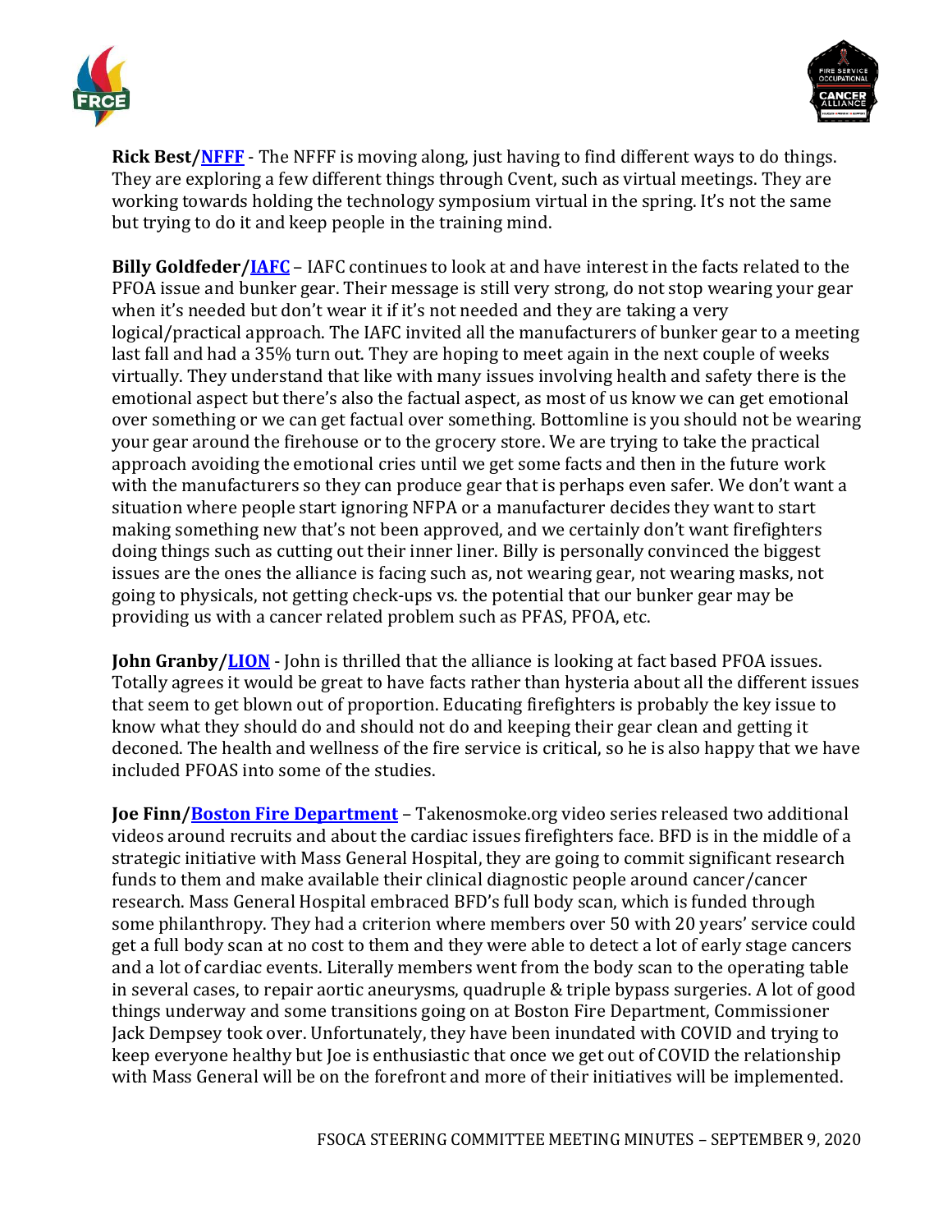**Rick Best/NFFF** - The NFFF is moving along, just having to find different ways to do things. They are exploring a few different things through Cvent, such as virtual meetings. They are working towards holding the technology symposium virtual in the spring. It's not the same but trying to do it and keep people in the training mind.

**Billy Goldfeder/IAFC** – IAFC continues to look at and have interest in the facts related to the PFOA issue and bunker gear. Their message is still very strong, do not stop wearing your gear when it's needed but don't wear it if it's not needed and they are taking a very logical/practical approach. The IAFC invited all the manufacturers of bunker gear to a meeting last fall and had a 35% turn out. They are hoping to meet again in the next couple of weeks virtually. They understand that like with many issues involving health and safety there is the emotional aspect but there's also the factual aspect, as most of us know we can get emotional over something or we can get factual over something. Bottomline is you should not be wearing your gear around the firehouse or to the grocery store. We are trying to take the practical approach avoiding the emotional cries until we get some facts and then in the future work with the manufacturers so they can produce gear that is perhaps even safer. We don't want a situation where people start ignoring NFPA or a manufacturer decides they want to start making something new that's not been approved, and we certainly don't want firefighters doing things such as cutting out their inner liner. Billy is personally convinced the biggest issues are the ones the alliance is facing such as, not wearing gear, not wearing masks, not going to physicals, not getting check-ups vs. the potential that our bunker gear may be providing us with a cancer related problem such as PFAS, PFOA, etc.

**John Granby/LION** - John is thrilled that the alliance is looking at fact based PFOA issues. Totally agrees it would be great to have facts rather than hysteria about all the different issues that seem to get blown out of proportion. Educating firefighters is probably the key issue to know what they should do and should not do and keeping their gear clean and getting it deconed. The health and wellness of the fire service is critical, so he is also happy that we have included PFOAS into some of the studies.

**Joe Finn/Boston Fire Department** – Takenosmoke.org video series released two additional videos around recruits and about the cardiac issues firefighters face. BFD is in the middle of a strategic initiative with Mass General Hospital, they are going to commit significant research funds to them and make available their clinical diagnostic people around cancer/cancer research. Mass General Hospital embraced BFD's full body scan, which is funded through some philanthropy. They had a criterion where members over 50 with 20 years' service could get a full body scan at no cost to them and they were able to detect a lot of early stage cancers and a lot of cardiac events. Literally members went from the body scan to the operating table in several cases, to repair aortic aneurysms, quadruple & triple bypass surgeries. A lot of good things underway and some transitions going on at Boston Fire Department, Commissioner Jack Dempsey took over. Unfortunately, they have been inundated with COVID and trying to keep everyone healthy but Joe is enthusiastic that once we get out of COVID the relationship with Mass General will be on the forefront and more of their initiatives will be implemented.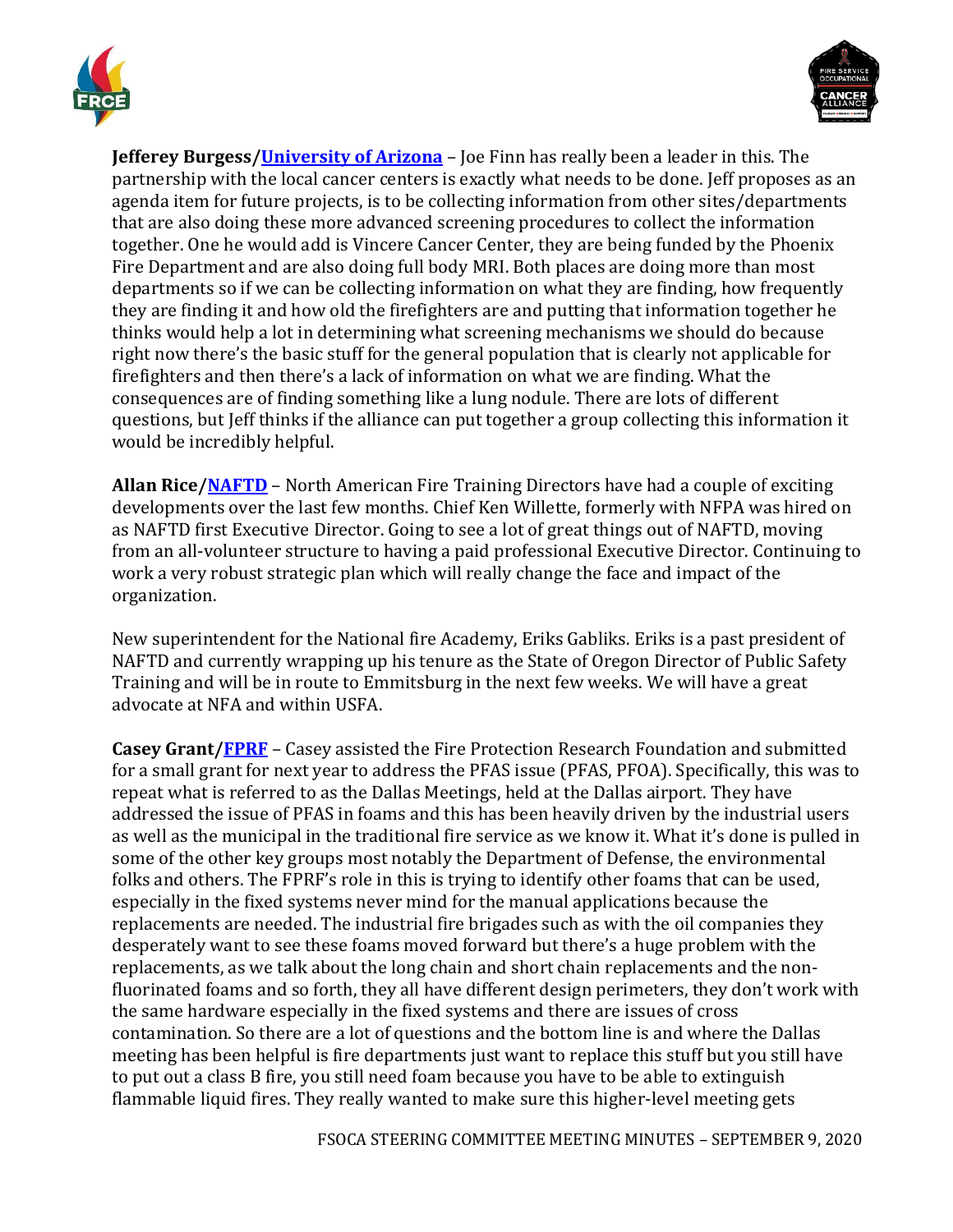**Jefferey Burgess/[University of Arizona]** – Joe Finn has really been a leader in this. The partnership with the local cancer centers is exactly what needs to be done. Jeff proposes as an agenda item for future projects, is to be collecting information from other sites/departments that are also doing these more advanced screening procedures to collect the information together. One he would add is Vincere Cancer Center, they are being funded by the Phoenix Fire Department and are also doing full body MRI. Both places are doing more than most departments so if we can be collecting information on what they are finding, how frequently they are finding it and how old the firefighters are and putting that information together he thinks would help a lot in determining what screening mechanisms we should do because right now there's the basic stuff for the general population that is clearly not applicable for firefighters and then there's a lack of information on what we are finding. What the consequences are of finding something like a lung nodule. There are lots of different questions, but Jeff thinks if the alliance can put together a group collecting this information it would be incredibly helpful.

**Allan Rice/[NAFTD]** – North American Fire Training Directors have had a couple of exciting developments over the last few months. Chief Ken Willette, formerly with NFPA was hired on as NAFTD first Executive Director. Going to see a lot of great things out of NAFTD, moving from an all-volunteer structure to having a paid professional Executive Director. Continuing to work a very robust strategic plan which will really change the face and impact of the organization.

New superintendent for the National fire Academy, Eriks Gabliks. Eriks is a past president of NAFTD and currently wrapping up his tenure as the State of Oregon Director of Public Safety Training and will be in route to Emmitsburg in the next few weeks. We will have a great advocate at NFA and within USFA.

**Casey Grant/[FPRF]** – Casey assisted the Fire Protection Research Foundation and submitted for a small grant for next year to address the PFAS issue (PFAS, PFOA). Specifically, this was to repeat what is referred to as the Dallas Meetings, held at the Dallas airport. They have addressed the issue of PFAS in foams and this has been heavily driven by the industrial users as well as the municipal in the traditional fire service as we know it. What it's done is pulled in some of the other key groups most notably the Department of Defense, the environmental folks and others. The FPRF's role in this is trying to identify other foams that can be used, especially in the fixed systems never mind for the manual applications because the replacements are needed. The industrial fire brigades such as with the oil companies they desperately want to see these foams moved forward but there's a huge problem with the replacements, as we talk about the long chain and short chain replacements and the non-fluorinated foams and so forth, they all have different design perimeters, they don't work with the same hardware especially in the fixed systems and there are issues of cross contamination. So there are a lot of questions and the bottom line is and where the Dallas meeting has been helpful is fire departments just want to replace this stuff but you still have to put out a class B fire, you still need foam because you have to be able to extinguish flammable liquid fires. They really wanted to make sure this higher-level meeting gets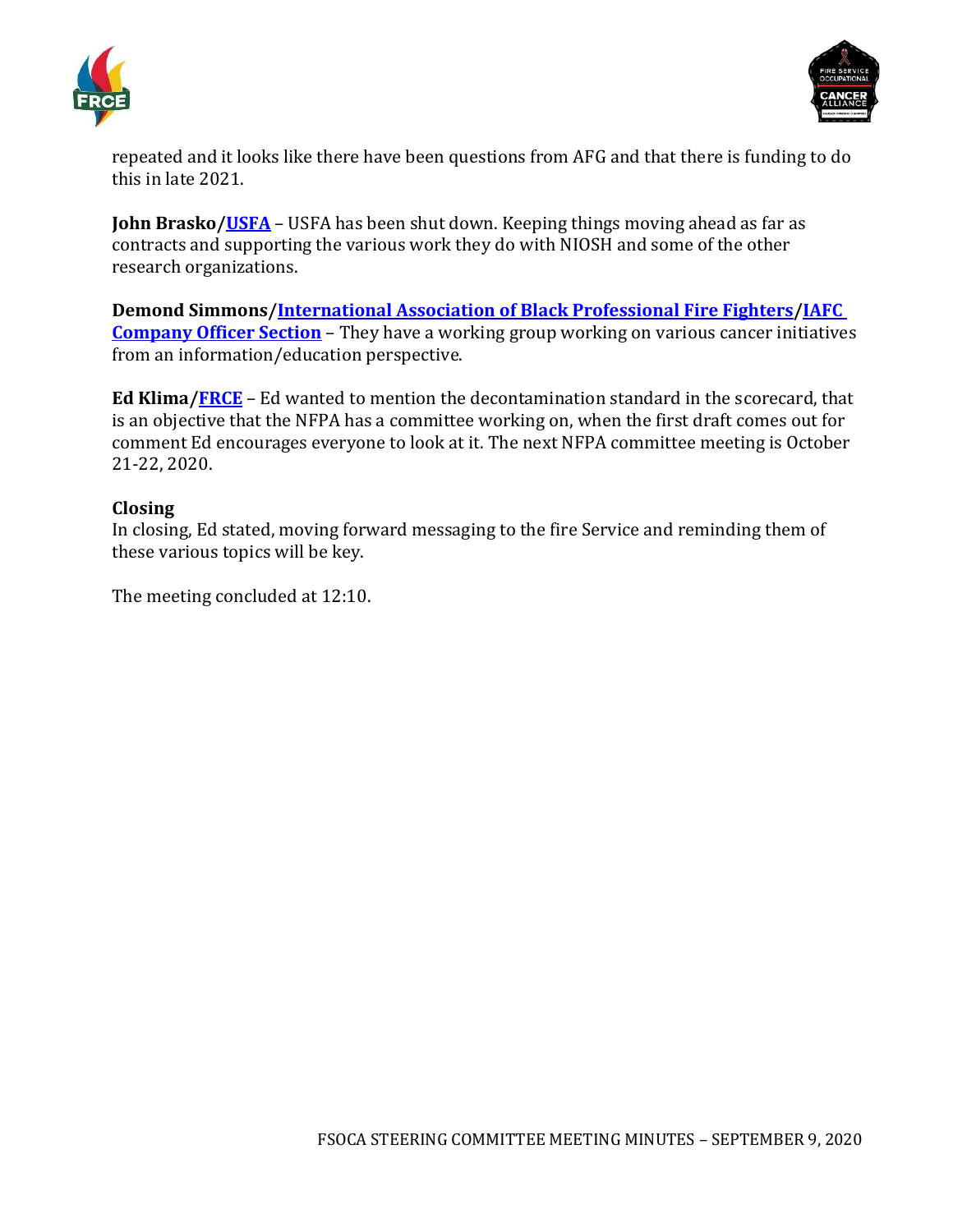repeated and it looks like there have been questions from AFG and that there is funding to do this in late 2021.

**John Brasko/USFA** – USFA has been shut down. Keeping things moving ahead as far as contracts and supporting the various work they do with NIOSH and some of the other research organizations.

**Demond Simmons/International Association of Black Professional Fire Fighters/IAFC Company Officer Section** – They have a working group working on various cancer initiatives from an information/education perspective.

**Ed Klima/FRCE** – Ed wanted to mention the decontamination standard in the scorecard, that is an objective that the NFPA has a committee working on, when the first draft comes out for comment Ed encourages everyone to look at it. The next NFPA committee meeting is October 21-22, 2020.

**Closing**
In closing, Ed stated, moving forward messaging to the fire Service and reminding them of these various topics will be key.

The meeting concluded at 12:10.